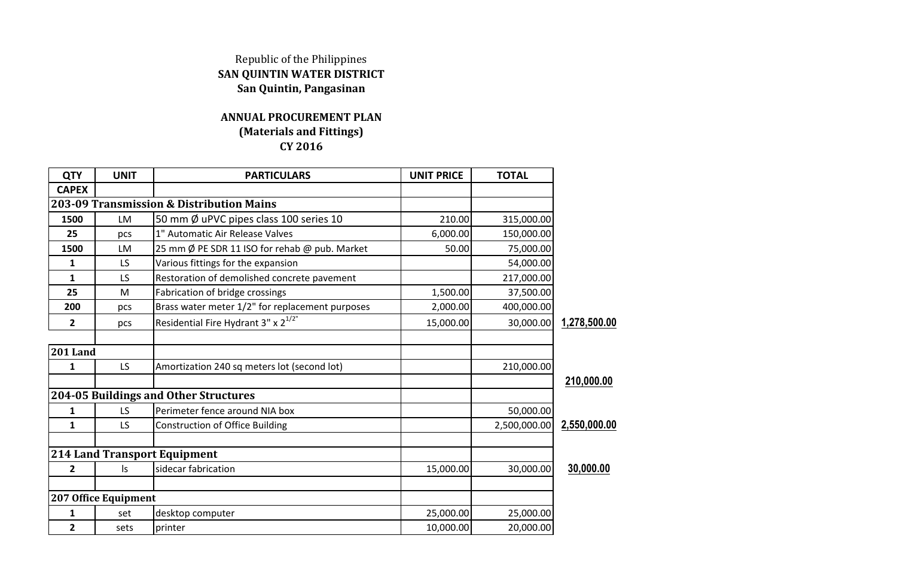Republic of the Philippines
**SAN QUINTIN WATER DISTRICT**
**San Quintin, Pangasinan**

**ANNUAL PROCUREMENT PLAN**
**(Materials and Fittings)**
**CY 2016**

| QTY | UNIT | PARTICULARS | UNIT PRICE | TOTAL | |
|---|---|---|---|---|---|
| **CAPEX** | | | | | |
| **203-09 Transmission & Distribution Mains** | | | | | |
| 1500 | LM | 50 mm Ø uPVC pipes class 100 series 10 | 210.00 | 315,000.00 | |
| 25 | pcs | 1" Automatic Air Release Valves | 6,000.00 | 150,000.00 | |
| 1500 | LM | 25 mm Ø PE SDR 11 ISO for rehab @ pub. Market | 50.00 | 75,000.00 | |
| 1 | LS | Various fittings for the expansion | | 54,000.00 | |
| 1 | LS | Restoration of demolished concrete pavement | | 217,000.00 | |
| 25 | M | Fabrication of bridge crossings | 1,500.00 | 37,500.00 | |
| 200 | pcs | Brass water meter 1/2" for replacement purposes | 2,000.00 | 400,000.00 | |
| 2 | pcs | Residential Fire Hydrant 3" x $2^{1/2"}$ | 15,000.00 | 30,000.00 | **1,278,500.00** |
| | | | | | |
| **201 Land** | | | | | |
| 1 | LS | Amortization 240 sq meters lot (second lot) | | 210,000.00 | |
| | | | | | **210,000.00** |
| **204-05 Buildings and Other Structures** | | | | | |
| 1 | LS | Perimeter fence around NIA box | | 50,000.00 | |
| 1 | LS | Construction of Office Building | | 2,500,000.00 | **2,550,000.00** |
| | | | | | |
| **214 Land Transport Equipment** | | | | | |
| 2 | ls | sidecar fabrication | 15,000.00 | 30,000.00 | **30,000.00** |
| | | | | | |
| **207 Office Equipment** | | | | | |
| 1 | set | desktop computer | 25,000.00 | 25,000.00 | |
| 2 | sets | printer | 10,000.00 | 20,000.00 | |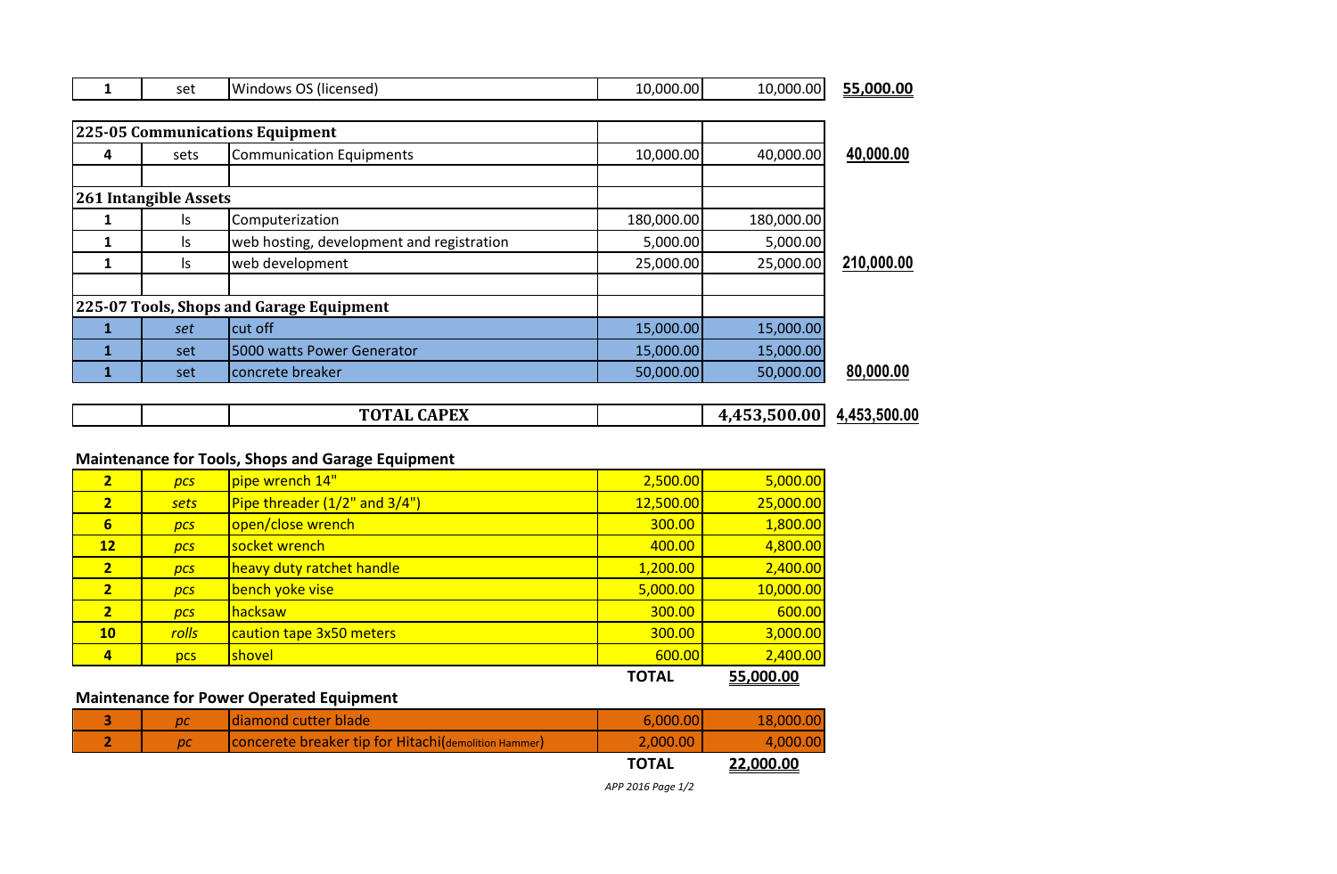| | | | | | |
|---|---|---|---|---|---|
| 1 | set | Windows OS (licensed) | 10,000.00 | 10,000.00 | 55,000.00 |
| | | | | | |
| **225-05 Communications Equipment** | | | | | |
| 4 | sets | Communication Equipments | 10,000.00 | 40,000.00 | 40,000.00 |
| | | | | | |
| **261 Intangible Assets** | | | | | |
| 1 | ls | Computerization | 180,000.00 | 180,000.00 | |
| 1 | ls | web hosting, development and registration | 5,000.00 | 5,000.00 | |
| 1 | ls | web development | 25,000.00 | 25,000.00 | 210,000.00 |
| | | | | | |
| **225-07 Tools, Shops and Garage Equipment** | | | | | |
| 1 | *set* | cut off | 15,000.00 | 15,000.00 | |
| 1 | set | 5000 watts Power Generator | 15,000.00 | 15,000.00 | |
| 1 | set | concrete breaker | 50,000.00 | 50,000.00 | 80,000.00 |
| | | | | | |
| | | **TOTAL CAPEX** | | **4,453,500.00** | **4,453,500.00** |

**Maintenance for Tools, Shops and Garage Equipment**

| | | | | |
|---|---|---|---|---|
| 2 | *pcs* | pipe wrench 14" | 2,500.00 | 5,000.00 |
| 2 | *sets* | Pipe threader (1/2" and 3/4") | 12,500.00 | 25,000.00 |
| 6 | *pcs* | open/close wrench | 300.00 | 1,800.00 |
| 12 | *pcs* | socket wrench | 400.00 | 4,800.00 |
| 2 | *pcs* | heavy duty ratchet handle | 1,200.00 | 2,400.00 |
| 2 | *pcs* | bench yoke vise | 5,000.00 | 10,000.00 |
| 2 | *pcs* | hacksaw | 300.00 | 600.00 |
| 10 | *rolls* | caution tape 3x50 meters | 300.00 | 3,000.00 |
| 4 | pcs | shovel | 600.00 | 2,400.00 |
| | | | **TOTAL** | **55,000.00** |

**Maintenance for Power Operated Equipment**

| | | | | |
|---|---|---|---|---|
| 3 | *pc* | diamond cutter blade | 6,000.00 | 18,000.00 |
| 2 | *pc* | concerete breaker tip for Hitachi(demolition Hammer) | 2,000.00 | 4,000.00 |
| | | | **TOTAL** | **22,000.00** |

*APP 2016 Page 1/2*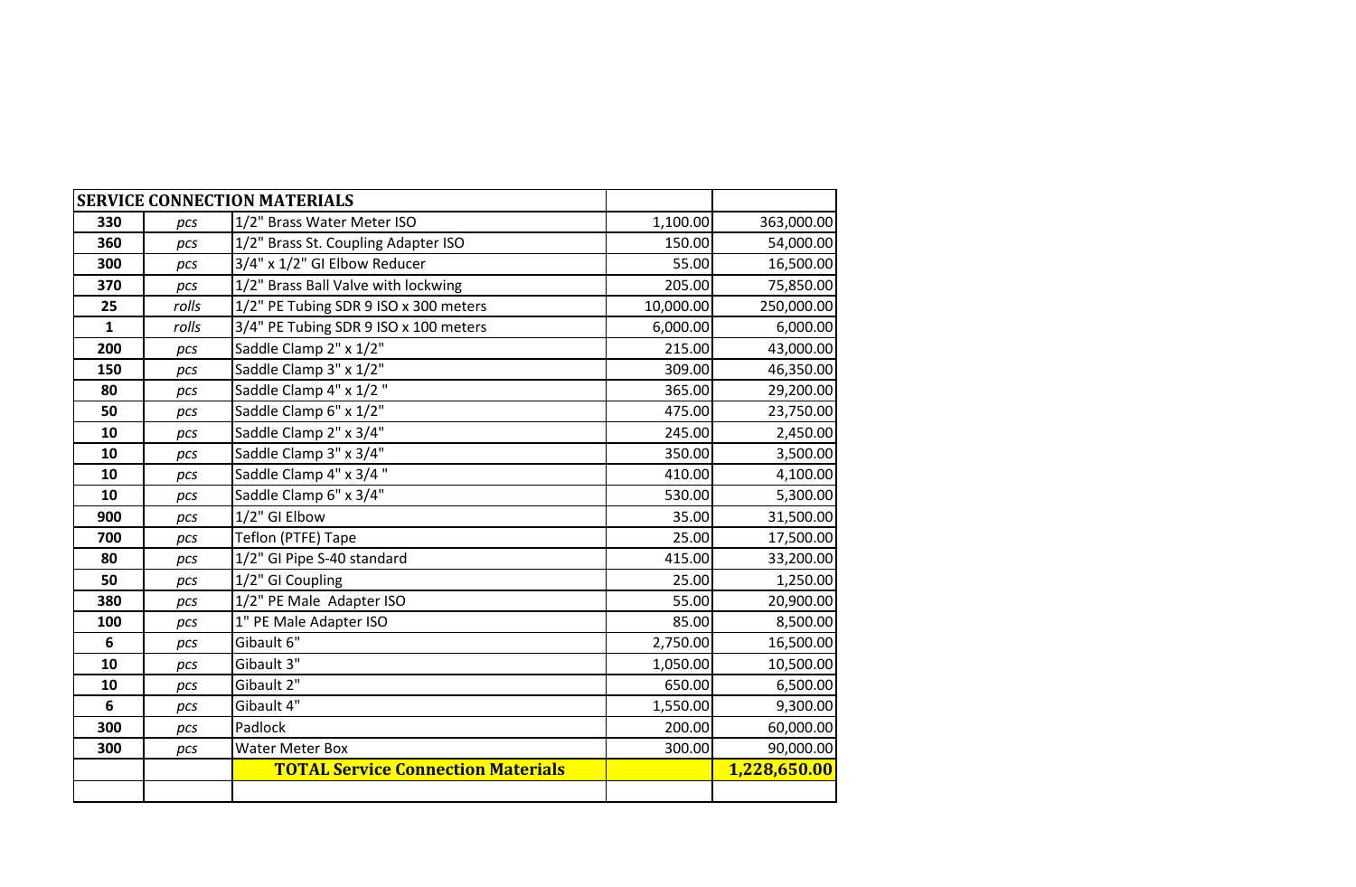| SERVICE CONNECTION MATERIALS | | | | |
|---|---|---|---|---|
| **330** | *pcs* | 1/2" Brass Water Meter ISO | 1,100.00 | 363,000.00 |
| **360** | *pcs* | 1/2" Brass St. Coupling Adapter ISO | 150.00 | 54,000.00 |
| **300** | *pcs* | 3/4" x 1/2" GI Elbow Reducer | 55.00 | 16,500.00 |
| **370** | *pcs* | 1/2" Brass Ball Valve with lockwing | 205.00 | 75,850.00 |
| **25** | *rolls* | 1/2" PE Tubing SDR 9 ISO x 300 meters | 10,000.00 | 250,000.00 |
| **1** | *rolls* | 3/4" PE Tubing SDR 9 ISO x 100 meters | 6,000.00 | 6,000.00 |
| **200** | *pcs* | Saddle Clamp 2" x 1/2" | 215.00 | 43,000.00 |
| **150** | *pcs* | Saddle Clamp 3" x 1/2" | 309.00 | 46,350.00 |
| **80** | *pcs* | Saddle Clamp 4" x 1/2 " | 365.00 | 29,200.00 |
| **50** | *pcs* | Saddle Clamp 6" x 1/2" | 475.00 | 23,750.00 |
| **10** | *pcs* | Saddle Clamp 2" x 3/4" | 245.00 | 2,450.00 |
| **10** | *pcs* | Saddle Clamp 3" x 3/4" | 350.00 | 3,500.00 |
| **10** | *pcs* | Saddle Clamp 4" x 3/4 " | 410.00 | 4,100.00 |
| **10** | *pcs* | Saddle Clamp 6" x 3/4" | 530.00 | 5,300.00 |
| **900** | *pcs* | 1/2" GI Elbow | 35.00 | 31,500.00 |
| **700** | *pcs* | Teflon (PTFE) Tape | 25.00 | 17,500.00 |
| **80** | *pcs* | 1/2" GI Pipe S-40 standard | 415.00 | 33,200.00 |
| **50** | *pcs* | 1/2" GI Coupling | 25.00 | 1,250.00 |
| **380** | *pcs* | 1/2" PE Male Adapter ISO | 55.00 | 20,900.00 |
| **100** | *pcs* | 1" PE Male Adapter ISO | 85.00 | 8,500.00 |
| **6** | *pcs* | Gibault 6" | 2,750.00 | 16,500.00 |
| **10** | *pcs* | Gibault 3" | 1,050.00 | 10,500.00 |
| **10** | *pcs* | Gibault 2" | 650.00 | 6,500.00 |
| **6** | *pcs* | Gibault 4" | 1,550.00 | 9,300.00 |
| **300** | *pcs* | Padlock | 200.00 | 60,000.00 |
| **300** | *pcs* | Water Meter Box | 300.00 | 90,000.00 |
| | | **TOTAL Service Connection Materials** | | **1,228,650.00** |
| | | | | |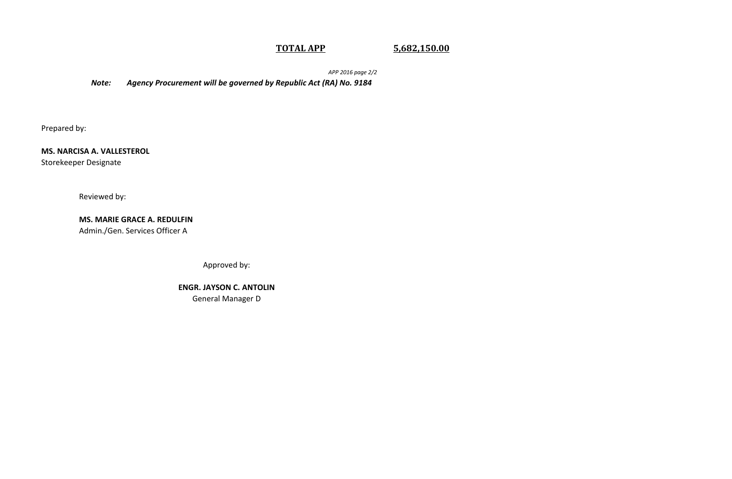**TOTAL APP** **5,682,150.00**

*APP 2016 page 2/2*

***Note:*** ***Agency Procurement will be governed by Republic Act (RA) No. 9184***

Prepared by:

**MS. NARCISA A. VALLESTEROL**
Storekeeper Designate

Reviewed by:

**MS. MARIE GRACE A. REDULFIN**
Admin./Gen. Services Officer A

Approved by:

**ENGR. JAYSON C. ANTOLIN**
General Manager D